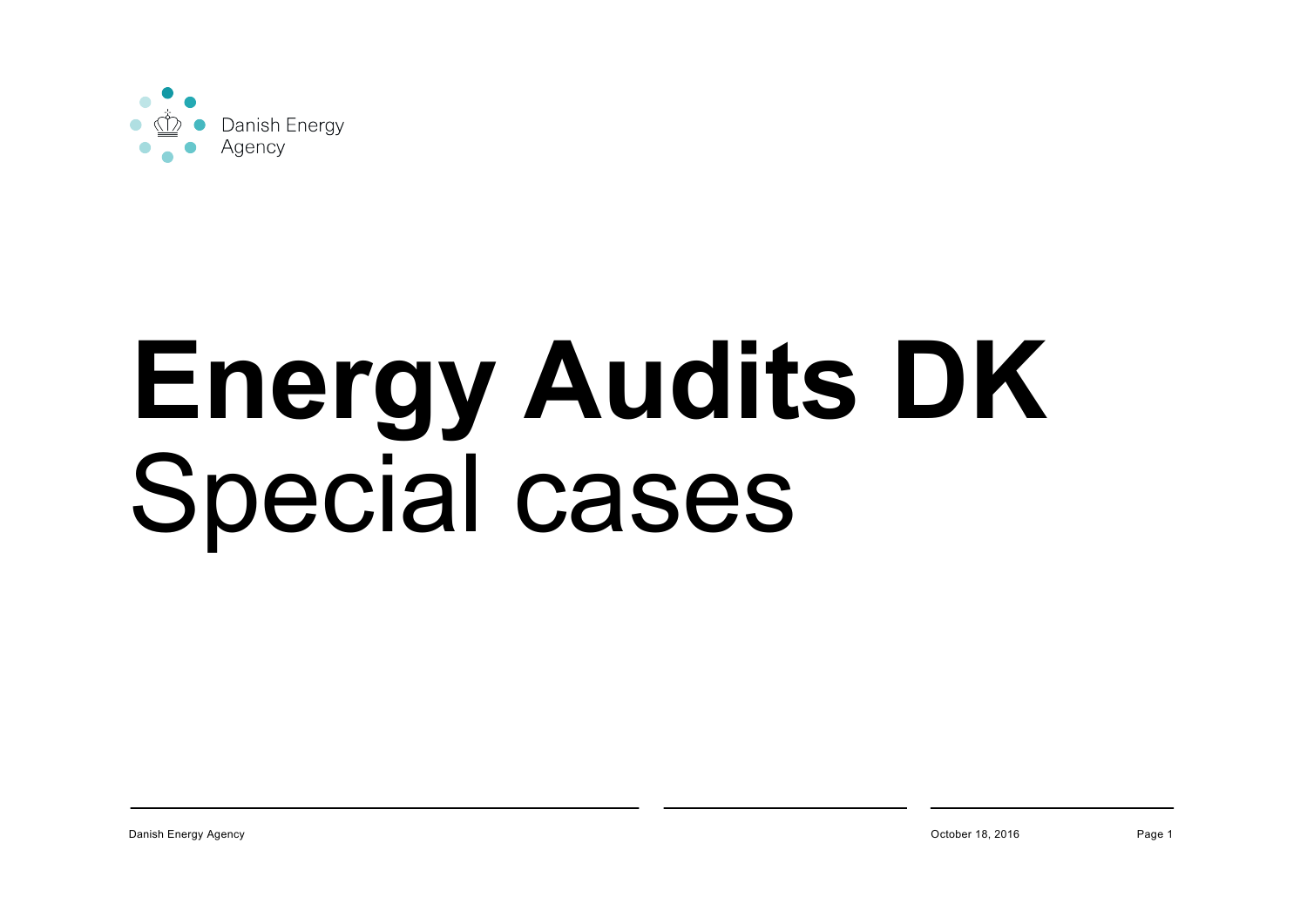Danish Energy Agency

# Energy Audits DK

Special cases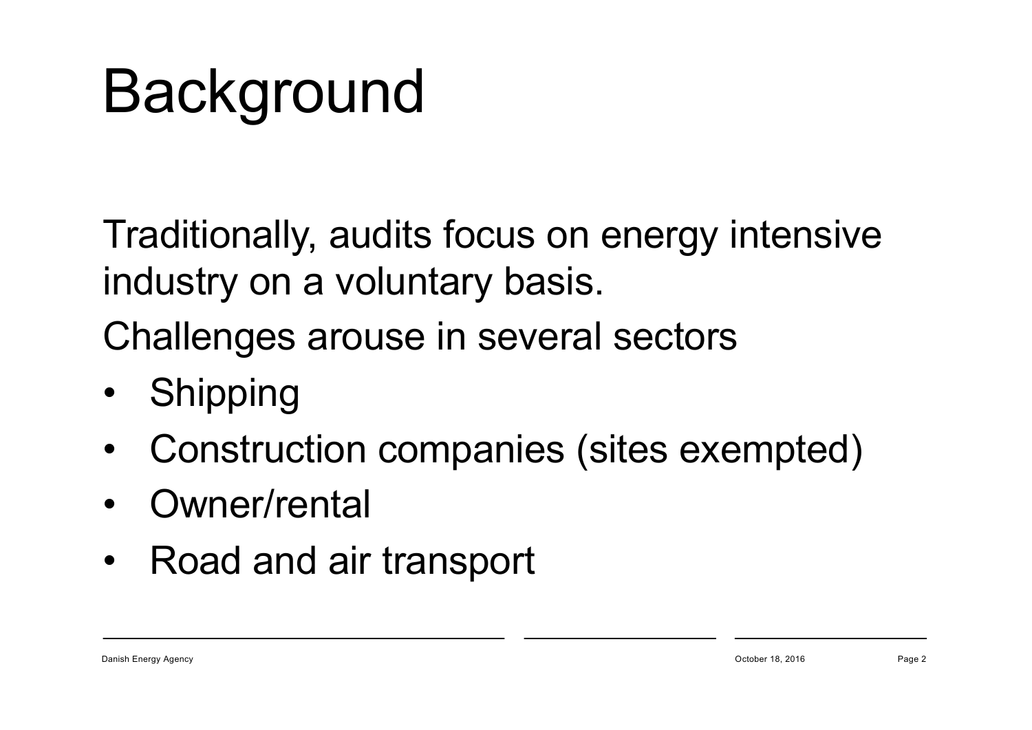# Background

Traditionally, audits focus on energy intensive industry on a voluntary basis.

Challenges arouse in several sectors

- Shipping
- Construction companies (sites exempted)
- Owner/rental
- Road and air transport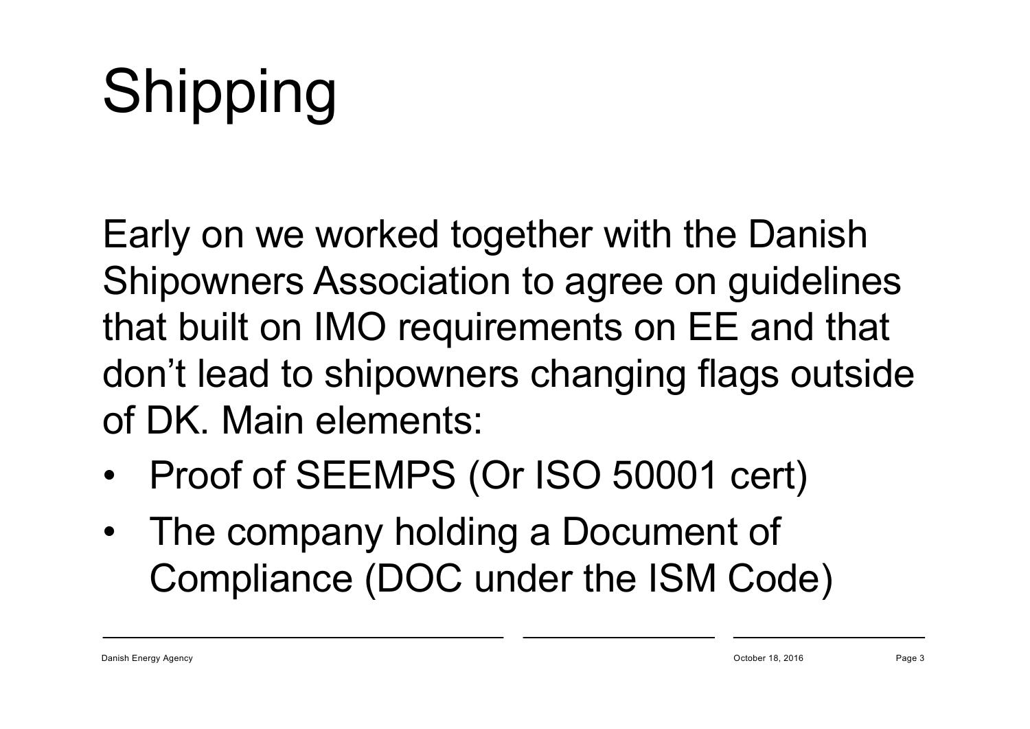# Shipping

Early on we worked together with the Danish Shipowners Association to agree on guidelines that built on IMO requirements on EE and that don't lead to shipowners changing flags outside of DK. Main elements:

- Proof of SEEMPS (Or ISO 50001 cert)
- The company holding a Document of Compliance (DOC under the ISM Code)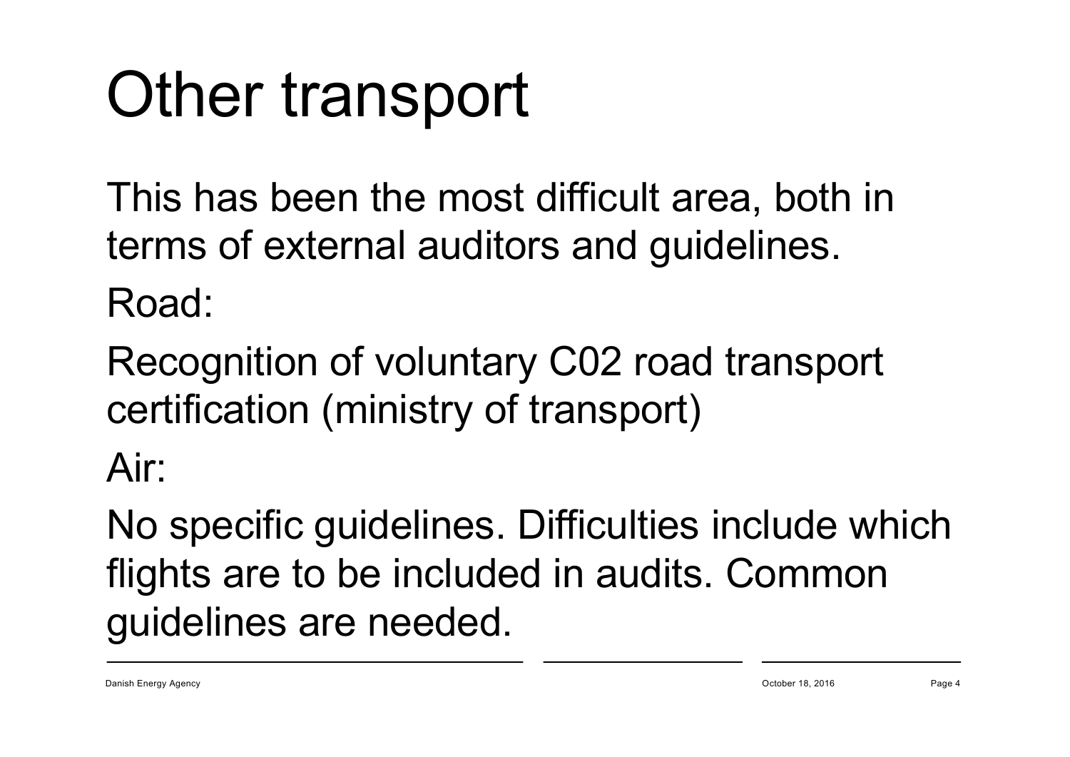# Other transport

This has been the most difficult area, both in terms of external auditors and guidelines.

Road:

Recognition of voluntary C02 road transport certification (ministry of transport)

Air:

No specific guidelines. Difficulties include which flights are to be included in audits. Common guidelines are needed.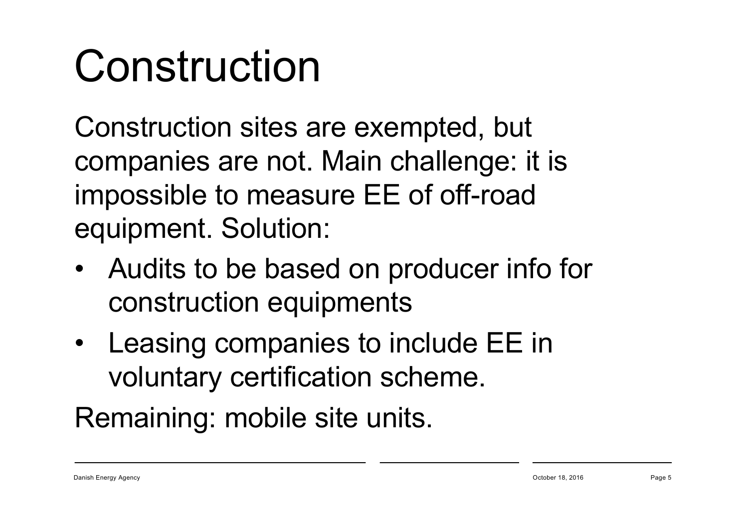# Construction

Construction sites are exempted, but companies are not. Main challenge: it is impossible to measure EE of off-road equipment. Solution:

- Audits to be based on producer info for construction equipments
- Leasing companies to include EE in voluntary certification scheme.

Remaining: mobile site units.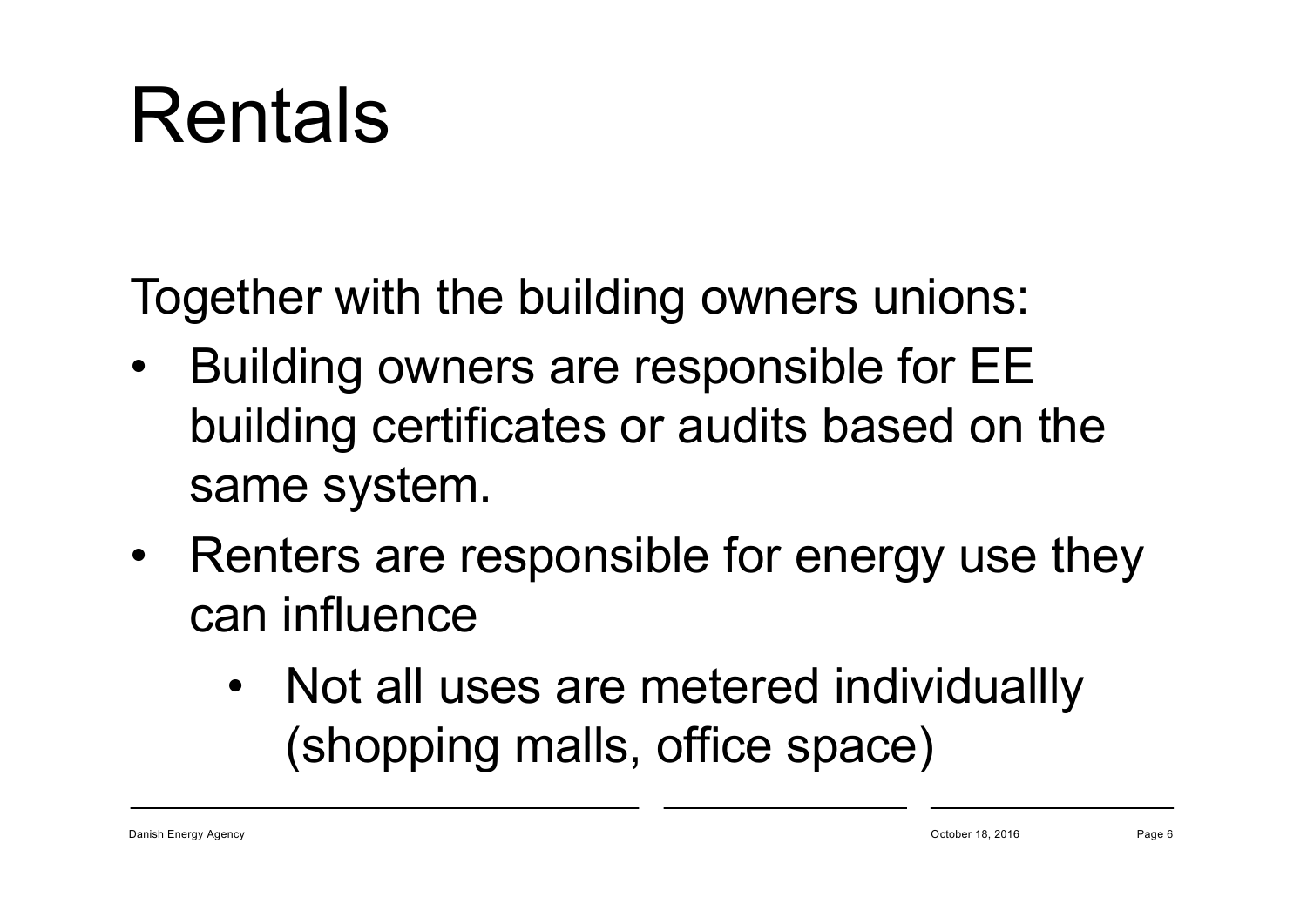# Rentals

Together with the building owners unions:

- Building owners are responsible for EE building certificates or audits based on the same system.
- Renters are responsible for energy use they can influence
  - Not all uses are metered individuallly (shopping malls, office space)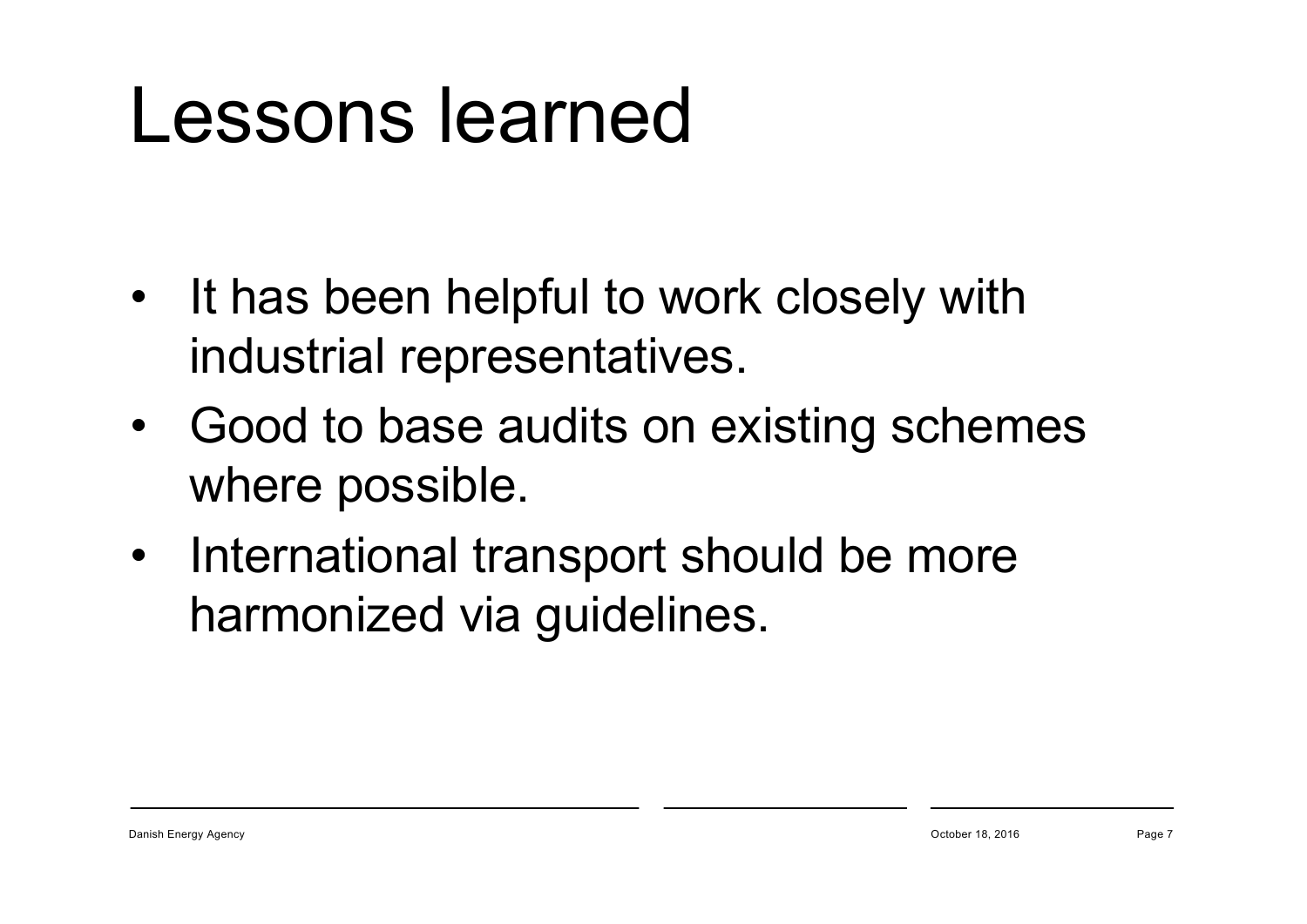# Lessons learned

- It has been helpful to work closely with industrial representatives.
- Good to base audits on existing schemes where possible.
- International transport should be more harmonized via guidelines.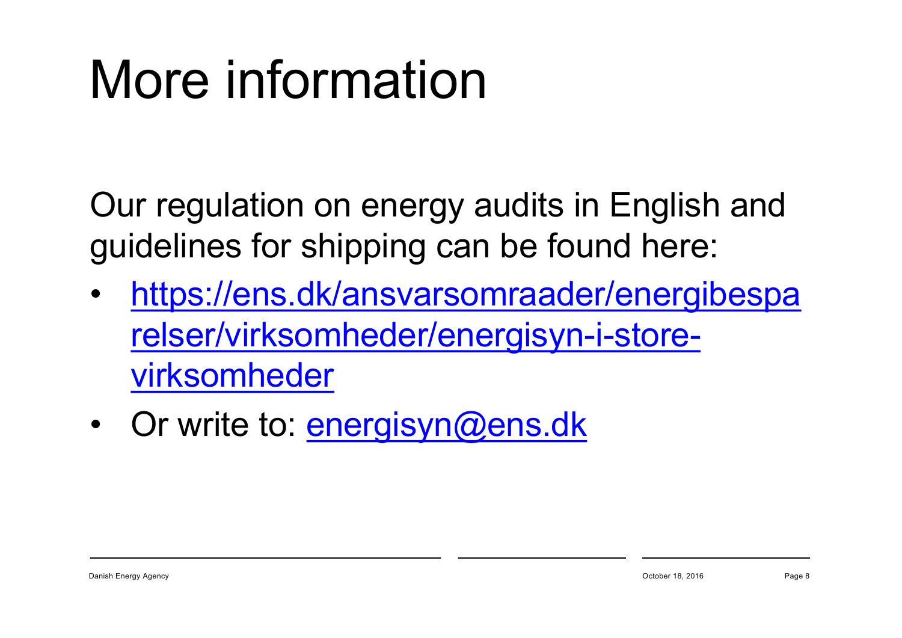# More information

Our regulation on energy audits in English and guidelines for shipping can be found here:

- https://ens.dk/ansvarsomraader/energibesparelser/virksomheder/energisyn-i-store-virksomheder
- Or write to: energisyn@ens.dk